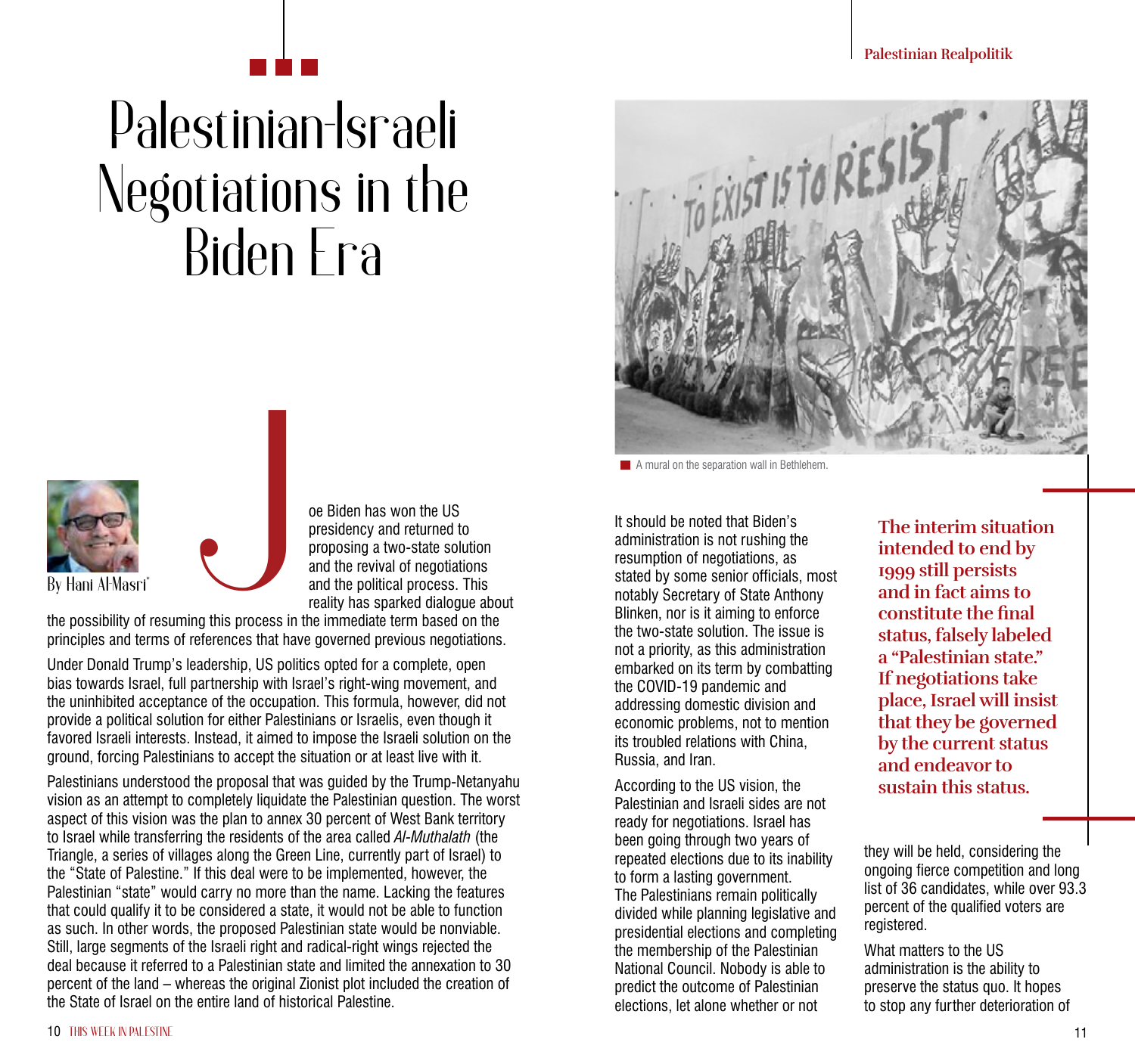# Palestinian-Israeli Negotiations in the Biden Era

By Hani Al-Masri*

Joe Biden has won the US presidency and returned to proposing a two-state solution and the revival of negotiations and the political process. This reality has sparked dialogue about the possibility of resuming this process in the immediate term based on the principles and terms of references that have governed previous negotiations.

Under Donald Trump's leadership, US politics opted for a complete, open bias towards Israel, full partnership with Israel's right-wing movement, and the uninhibited acceptance of the occupation. This formula, however, did not provide a political solution for either Palestinians or Israelis, even though it favored Israeli interests. Instead, it aimed to impose the Israeli solution on the ground, forcing Palestinians to accept the situation or at least live with it.

Palestinians understood the proposal that was guided by the Trump-Netanyahu vision as an attempt to completely liquidate the Palestinian question. The worst aspect of this vision was the plan to annex 30 percent of West Bank territory to Israel while transferring the residents of the area called *Al-Muthalath* (the Triangle, a series of villages along the Green Line, currently part of Israel) to the "State of Palestine." If this deal were to be implemented, however, the Palestinian "state" would carry no more than the name. Lacking the features that could qualify it to be considered a state, it would not be able to function as such. In other words, the proposed Palestinian state would be nonviable. Still, large segments of the Israeli right and radical-right wings rejected the deal because it referred to a Palestinian state and limited the annexation to 30 percent of the land – whereas the original Zionist plot included the creation of the State of Israel on the entire land of historical Palestine.

A mural on the separation wall in Bethlehem.

It should be noted that Biden's administration is not rushing the resumption of negotiations, as stated by some senior officials, most notably Secretary of State Anthony Blinken, nor is it aiming to enforce the two-state solution. The issue is not a priority, as this administration embarked on its term by combatting the COVID-19 pandemic and addressing domestic division and economic problems, not to mention its troubled relations with China, Russia, and Iran.

According to the US vision, the Palestinian and Israeli sides are not ready for negotiations. Israel has been going through two years of repeated elections due to its inability to form a lasting government. The Palestinians remain politically divided while planning legislative and presidential elections and completing the membership of the Palestinian National Council. Nobody is able to predict the outcome of Palestinian elections, let alone whether or not they will be held, considering the ongoing fierce competition and long list of 36 candidates, while over 93.3 percent of the qualified voters are registered.

**The interim situation intended to end by 1999 still persists and in fact aims to constitute the final status, falsely labeled a "Palestinian state." If negotiations take place, Israel will insist that they be governed by the current status and endeavor to sustain this status.**

What matters to the US administration is the ability to preserve the status quo. It hopes to stop any further deterioration of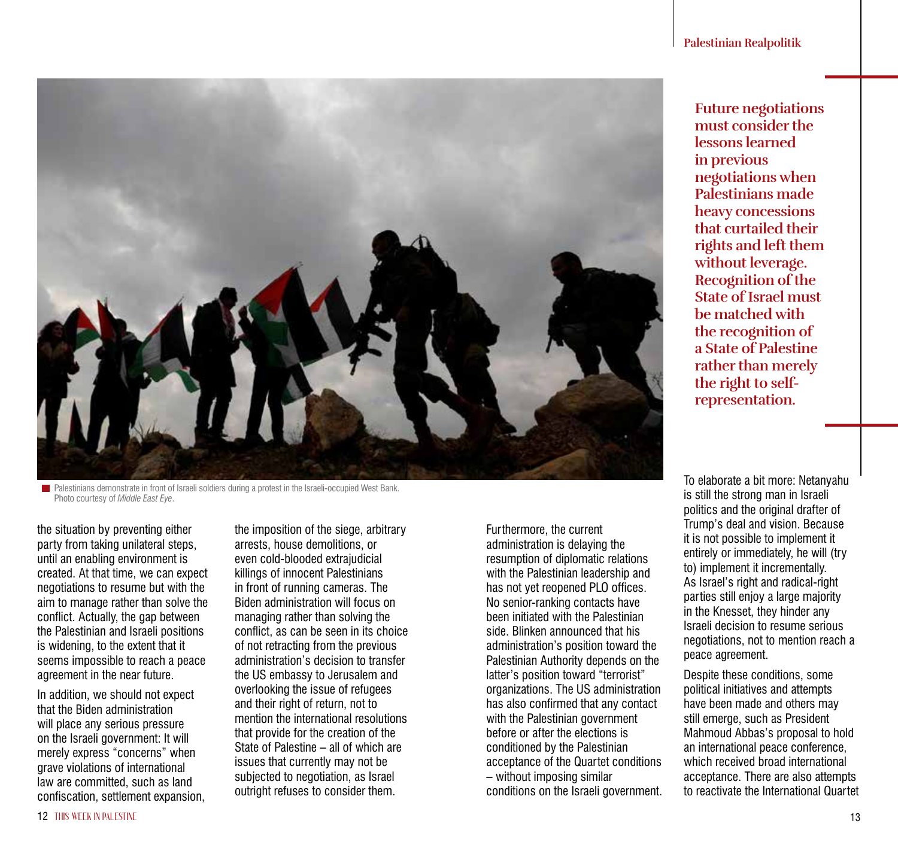Palestinians demonstrate in front of Israeli soldiers during a protest in the Israeli-occupied West Bank. Photo courtesy of *Middle East Eye*.

the situation by preventing either party from taking unilateral steps, until an enabling environment is created. At that time, we can expect negotiations to resume but with the aim to manage rather than solve the conflict. Actually, the gap between the Palestinian and Israeli positions is widening, to the extent that it seems impossible to reach a peace agreement in the near future.

In addition, we should not expect that the Biden administration will place any serious pressure on the Israeli government: It will merely express "concerns" when grave violations of international law are committed, such as land confiscation, settlement expansion, the imposition of the siege, arbitrary arrests, house demolitions, or even cold-blooded extrajudicial killings of innocent Palestinians in front of running cameras. The Biden administration will focus on managing rather than solving the conflict, as can be seen in its choice of not retracting from the previous administration's decision to transfer the US embassy to Jerusalem and overlooking the issue of refugees and their right of return, not to mention the international resolutions that provide for the creation of the State of Palestine – all of which are issues that currently may not be subjected to negotiation, as Israel outright refuses to consider them.

Furthermore, the current administration is delaying the resumption of diplomatic relations with the Palestinian leadership and has not yet reopened PLO offices. No senior-ranking contacts have been initiated with the Palestinian side. Blinken announced that his administration's position toward the Palestinian Authority depends on the latter's position toward "terrorist" organizations. The US administration has also confirmed that any contact with the Palestinian government before or after the elections is conditioned by the Palestinian acceptance of the Quartet conditions – without imposing similar conditions on the Israeli government.

**Future negotiations must consider the lessons learned in previous negotiations when Palestinians made heavy concessions that curtailed their rights and left them without leverage. Recognition of the State of Israel must be matched with the recognition of a State of Palestine rather than merely the right to self-representation.**

To elaborate a bit more: Netanyahu is still the strong man in Israeli politics and the original drafter of Trump's deal and vision. Because it is not possible to implement it entirely or immediately, he will (try to) implement it incrementally. As Israel's right and radical-right parties still enjoy a large majority in the Knesset, they hinder any Israeli decision to resume serious negotiations, not to mention reach a peace agreement.

Despite these conditions, some political initiatives and attempts have been made and others may still emerge, such as President Mahmoud Abbas's proposal to hold an international peace conference, which received broad international acceptance. There are also attempts to reactivate the International Quartet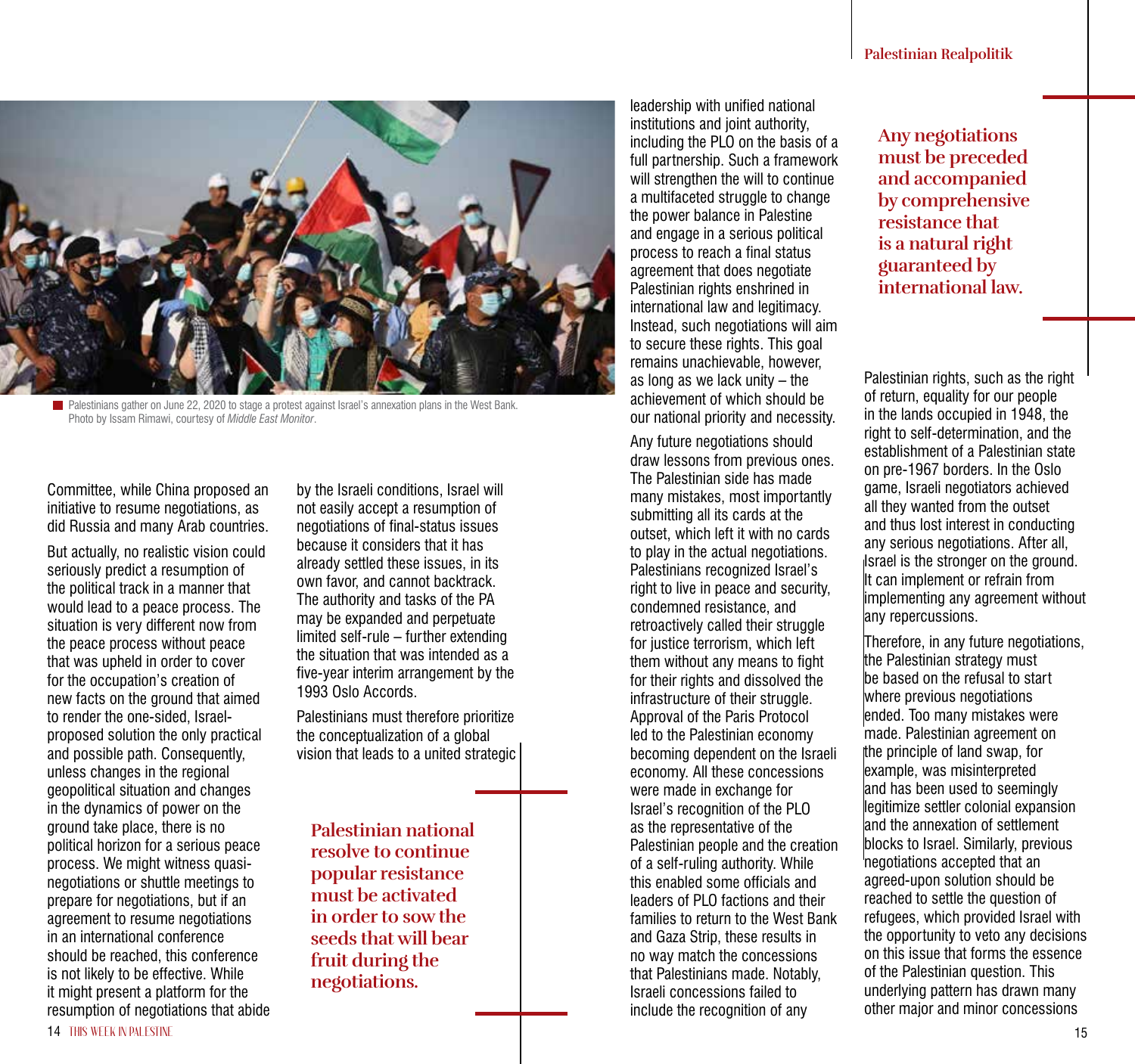Palestinians gather on June 22, 2020 to stage a protest against Israel's annexation plans in the West Bank. Photo by Issam Rimawi, courtesy of *Middle East Monitor*.

Committee, while China proposed an initiative to resume negotiations, as did Russia and many Arab countries.

But actually, no realistic vision could seriously predict a resumption of the political track in a manner that would lead to a peace process. The situation is very different now from the peace process without peace that was upheld in order to cover for the occupation's creation of new facts on the ground that aimed to render the one-sided, Israel-proposed solution the only practical and possible path. Consequently, unless changes in the regional geopolitical situation and changes in the dynamics of power on the ground take place, there is no political horizon for a serious peace process. We might witness quasi-negotiations or shuttle meetings to prepare for negotiations, but if an agreement to resume negotiations in an international conference should be reached, this conference is not likely to be effective. While it might present a platform for the resumption of negotiations that abide by the Israeli conditions, Israel will not easily accept a resumption of negotiations of final-status issues because it considers that it has already settled these issues, in its own favor, and cannot backtrack. The authority and tasks of the PA may be expanded and perpetuate limited self-rule – further extending the situation that was intended as a five-year interim arrangement by the 1993 Oslo Accords.

Palestinians must therefore prioritize the conceptualization of a global vision that leads to a united strategic leadership with unified national institutions and joint authority, including the PLO on the basis of a full partnership. Such a framework will strengthen the will to continue a multifaceted struggle to change the power balance in Palestine and engage in a serious political process to reach a final status agreement that does negotiate Palestinian rights enshrined in international law and legitimacy. Instead, such negotiations will aim to secure these rights. This goal remains unachievable, however, as long as we lack unity – the achievement of which should be our national priority and necessity.

> **Palestinian national resolve to continue popular resistance must be activated in order to sow the seeds that will bear fruit during the negotiations.**

Any future negotiations should draw lessons from previous ones. The Palestinian side has made many mistakes, most importantly submitting all its cards at the outset, which left it with no cards to play in the actual negotiations. Palestinians recognized Israel's right to live in peace and security, condemned resistance, and retroactively called their struggle for justice terrorism, which left them without any means to fight for their rights and dissolved the infrastructure of their struggle. Approval of the Paris Protocol led to the Palestinian economy becoming dependent on the Israeli economy. All these concessions were made in exchange for Israel's recognition of the PLO as the representative of the Palestinian people and the creation of a self-ruling authority. While this enabled some officials and leaders of PLO factions and their families to return to the West Bank and Gaza Strip, these results in no way match the concessions that Palestinians made. Notably, Israeli concessions failed to include the recognition of any Palestinian rights, such as the right of return, equality for our people in the lands occupied in 1948, the right to self-determination, and the establishment of a Palestinian state on pre-1967 borders. In the Oslo game, Israeli negotiators achieved all they wanted from the outset and thus lost interest in conducting any serious negotiations. After all, Israel is the stronger on the ground. It can implement or refrain from implementing any agreement without any repercussions.

> **Any negotiations must be preceded and accompanied by comprehensive resistance that is a natural right guaranteed by international law.**

Therefore, in any future negotiations, the Palestinian strategy must be based on the refusal to start where previous negotiations ended. Too many mistakes were made. Palestinian agreement on the principle of land swap, for example, was misinterpreted and has been used to seemingly legitimize settler colonial expansion and the annexation of settlement blocks to Israel. Similarly, previous negotiations accepted that an agreed-upon solution should be reached to settle the question of refugees, which provided Israel with the opportunity to veto any decisions on this issue that forms the essence of the Palestinian question. This underlying pattern has drawn many other major and minor concessions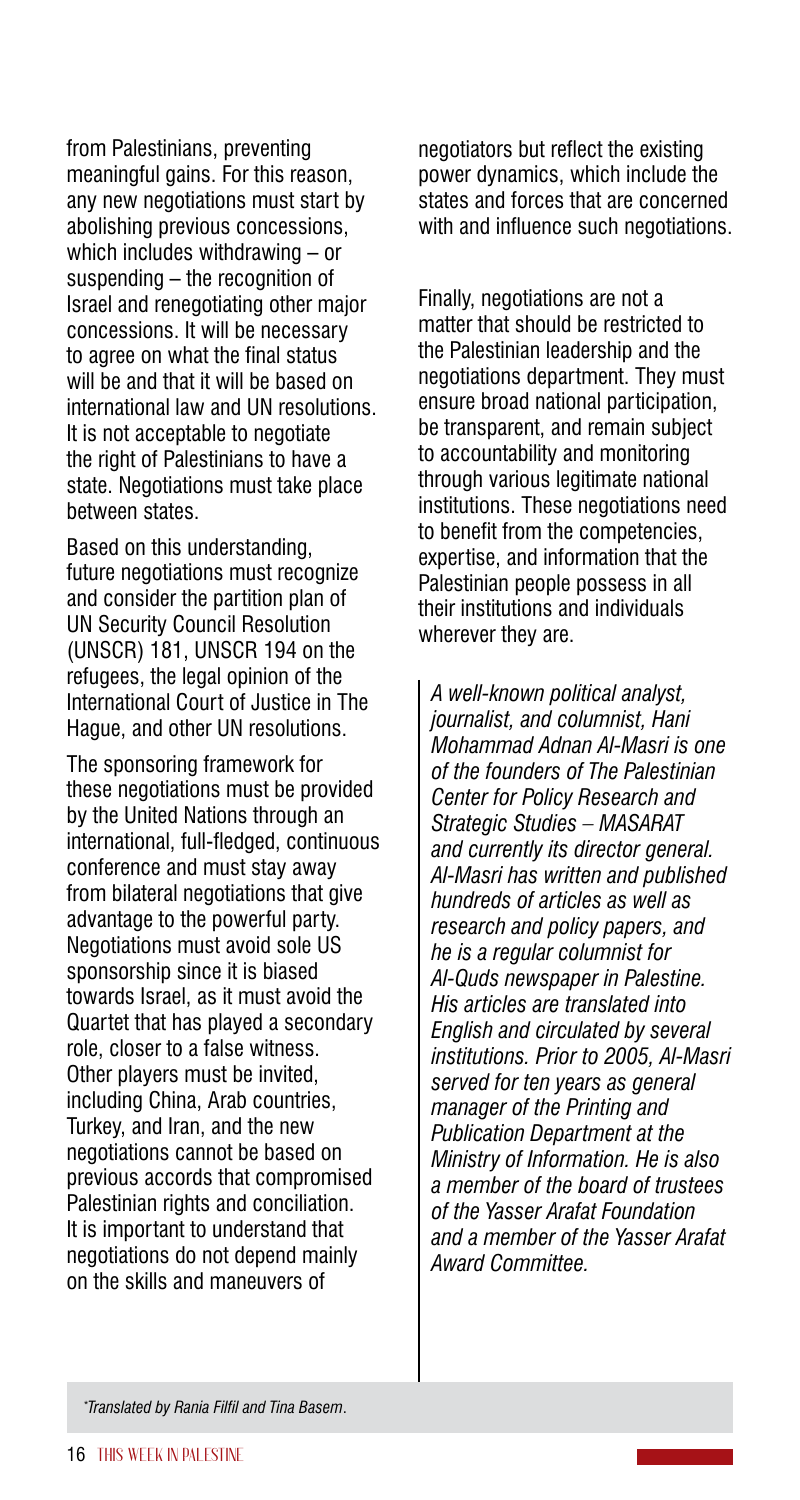from Palestinians, preventing meaningful gains. For this reason, any new negotiations must start by abolishing previous concessions, which includes withdrawing – or suspending – the recognition of Israel and renegotiating other major concessions. It will be necessary to agree on what the final status will be and that it will be based on international law and UN resolutions. It is not acceptable to negotiate the right of Palestinians to have a state. Negotiations must take place between states.

Based on this understanding, future negotiations must recognize and consider the partition plan of UN Security Council Resolution (UNSCR) 181, UNSCR 194 on the refugees, the legal opinion of the International Court of Justice in The Hague, and other UN resolutions.

The sponsoring framework for these negotiations must be provided by the United Nations through an international, full-fledged, continuous conference and must stay away from bilateral negotiations that give advantage to the powerful party. Negotiations must avoid sole US sponsorship since it is biased towards Israel, as it must avoid the Quartet that has played a secondary role, closer to a false witness. Other players must be invited, including China, Arab countries, Turkey, and Iran, and the new negotiations cannot be based on previous accords that compromised Palestinian rights and conciliation. It is important to understand that negotiations do not depend mainly on the skills and maneuvers of negotiators but reflect the existing power dynamics, which include the states and forces that are concerned with and influence such negotiations.

Finally, negotiations are not a matter that should be restricted to the Palestinian leadership and the negotiations department. They must ensure broad national participation, be transparent, and remain subject to accountability and monitoring through various legitimate national institutions. These negotiations need to benefit from the competencies, expertise, and information that the Palestinian people possess in all their institutions and individuals wherever they are.

*A well-known political analyst, journalist, and columnist, Hani Mohammad Adnan Al-Masri is one of the founders of The Palestinian Center for Policy Research and Strategic Studies – MASARAT and currently its director general. Al-Masri has written and published hundreds of articles as well as research and policy papers, and he is a regular columnist for Al-Quds newspaper in Palestine. His articles are translated into English and circulated by several institutions. Prior to 2005, Al-Masri served for ten years as general manager of the Printing and Publication Department at the Ministry of Information. He is also a member of the board of trustees of the Yasser Arafat Foundation and a member of the Yasser Arafat Award Committee.*

*\*Translated by Rania Filfil and Tina Basem.*